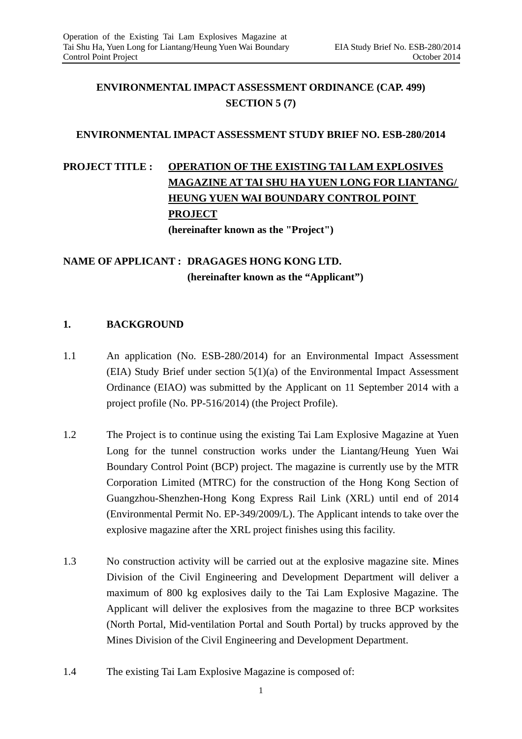**ENVIRONMENTAL IMPACT ASSESSMENT ORDINANCE (CAP. 499)**
**SECTION 5 (7)**

**ENVIRONMENTAL IMPACT ASSESSMENT STUDY BRIEF NO. ESB-280/2014**

**PROJECT TITLE :** **OPERATION OF THE EXISTING TAI LAM EXPLOSIVES MAGAZINE AT TAI SHU HA YUEN LONG FOR LIANTANG/ HEUNG YUEN WAI BOUNDARY CONTROL POINT PROJECT**
**(hereinafter known as the "Project")**

**NAME OF APPLICANT :** **DRAGAGES HONG KONG LTD.**
**(hereinafter known as the "Applicant")**

## 1. BACKGROUND

1.1 An application (No. ESB-280/2014) for an Environmental Impact Assessment (EIA) Study Brief under section 5(1)(a) of the Environmental Impact Assessment Ordinance (EIAO) was submitted by the Applicant on 11 September 2014 with a project profile (No. PP-516/2014) (the Project Profile).

1.2 The Project is to continue using the existing Tai Lam Explosive Magazine at Yuen Long for the tunnel construction works under the Liantang/Heung Yuen Wai Boundary Control Point (BCP) project. The magazine is currently use by the MTR Corporation Limited (MTRC) for the construction of the Hong Kong Section of Guangzhou-Shenzhen-Hong Kong Express Rail Link (XRL) until end of 2014 (Environmental Permit No. EP-349/2009/L). The Applicant intends to take over the explosive magazine after the XRL project finishes using this facility.

1.3 No construction activity will be carried out at the explosive magazine site. Mines Division of the Civil Engineering and Development Department will deliver a maximum of 800 kg explosives daily to the Tai Lam Explosive Magazine. The Applicant will deliver the explosives from the magazine to three BCP worksites (North Portal, Mid-ventilation Portal and South Portal) by trucks approved by the Mines Division of the Civil Engineering and Development Department.

1.4 The existing Tai Lam Explosive Magazine is composed of: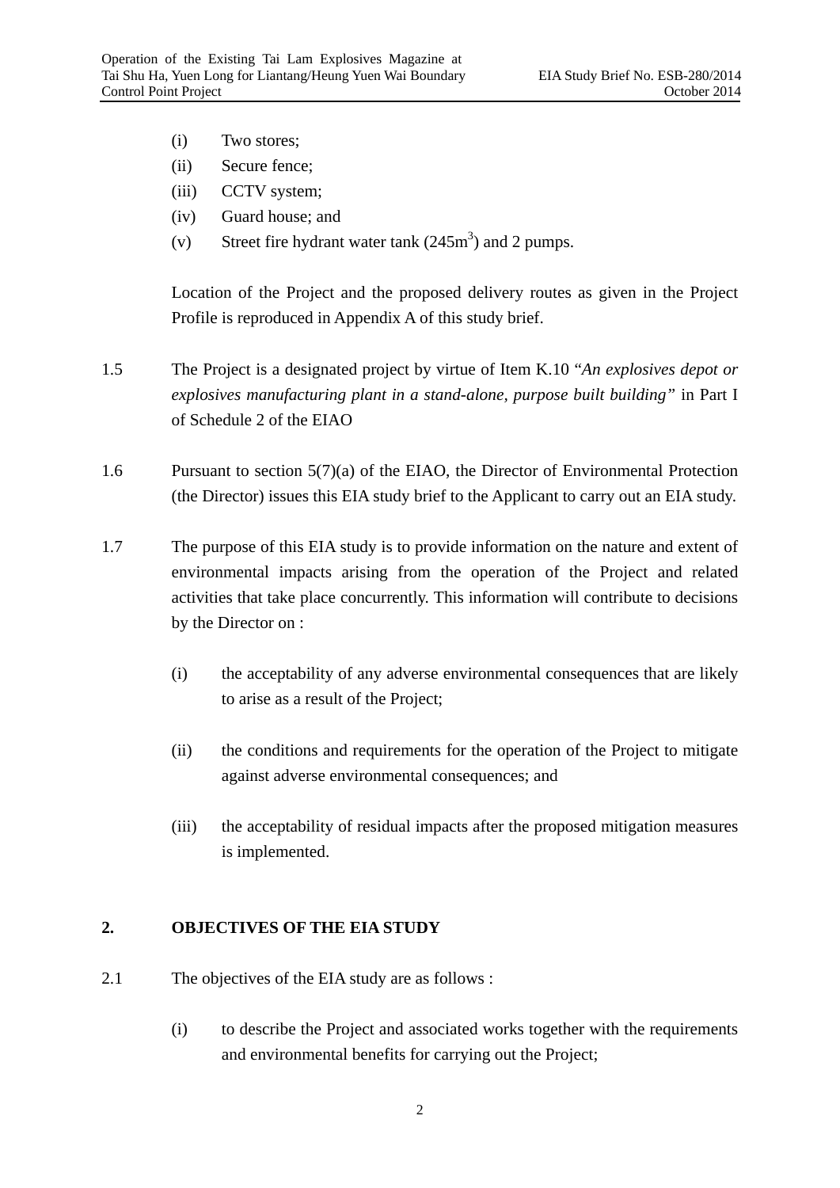(i) Two stores;

(ii) Secure fence;

(iii) CCTV system;

(iv) Guard house; and

(v) Street fire hydrant water tank (245$m^3$) and 2 pumps.

Location of the Project and the proposed delivery routes as given in the Project Profile is reproduced in Appendix A of this study brief.

1.5 The Project is a designated project by virtue of Item K.10 "*An explosives depot or explosives manufacturing plant in a stand-alone, purpose built building*" in Part I of Schedule 2 of the EIAO

1.6 Pursuant to section 5(7)(a) of the EIAO, the Director of Environmental Protection (the Director) issues this EIA study brief to the Applicant to carry out an EIA study.

1.7 The purpose of this EIA study is to provide information on the nature and extent of environmental impacts arising from the operation of the Project and related activities that take place concurrently. This information will contribute to decisions by the Director on :

(i) the acceptability of any adverse environmental consequences that are likely to arise as a result of the Project;

(ii) the conditions and requirements for the operation of the Project to mitigate against adverse environmental consequences; and

(iii) the acceptability of residual impacts after the proposed mitigation measures is implemented.

## 2. OBJECTIVES OF THE EIA STUDY

2.1 The objectives of the EIA study are as follows :

(i) to describe the Project and associated works together with the requirements and environmental benefits for carrying out the Project;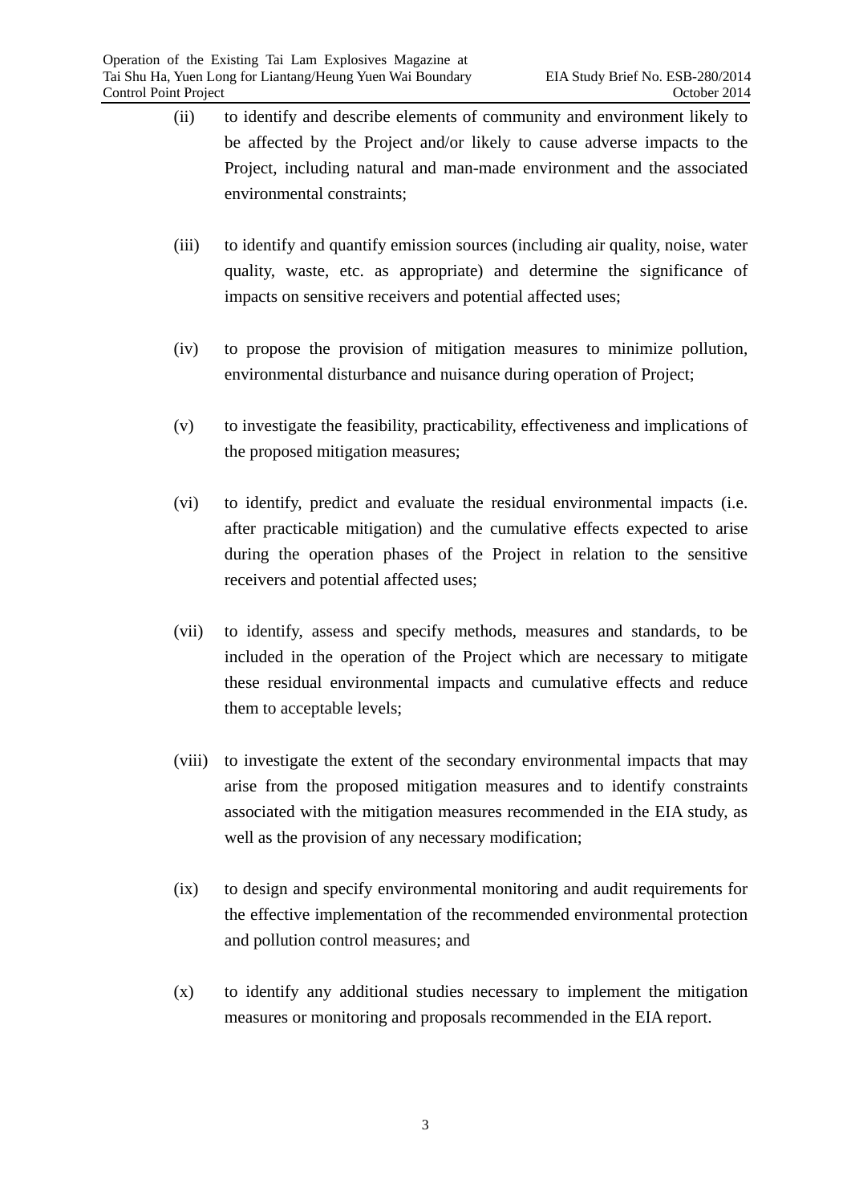(ii) to identify and describe elements of community and environment likely to be affected by the Project and/or likely to cause adverse impacts to the Project, including natural and man-made environment and the associated environmental constraints;

(iii) to identify and quantify emission sources (including air quality, noise, water quality, waste, etc. as appropriate) and determine the significance of impacts on sensitive receivers and potential affected uses;

(iv) to propose the provision of mitigation measures to minimize pollution, environmental disturbance and nuisance during operation of Project;

(v) to investigate the feasibility, practicability, effectiveness and implications of the proposed mitigation measures;

(vi) to identify, predict and evaluate the residual environmental impacts (i.e. after practicable mitigation) and the cumulative effects expected to arise during the operation phases of the Project in relation to the sensitive receivers and potential affected uses;

(vii) to identify, assess and specify methods, measures and standards, to be included in the operation of the Project which are necessary to mitigate these residual environmental impacts and cumulative effects and reduce them to acceptable levels;

(viii) to investigate the extent of the secondary environmental impacts that may arise from the proposed mitigation measures and to identify constraints associated with the mitigation measures recommended in the EIA study, as well as the provision of any necessary modification;

(ix) to design and specify environmental monitoring and audit requirements for the effective implementation of the recommended environmental protection and pollution control measures; and

(x) to identify any additional studies necessary to implement the mitigation measures or monitoring and proposals recommended in the EIA report.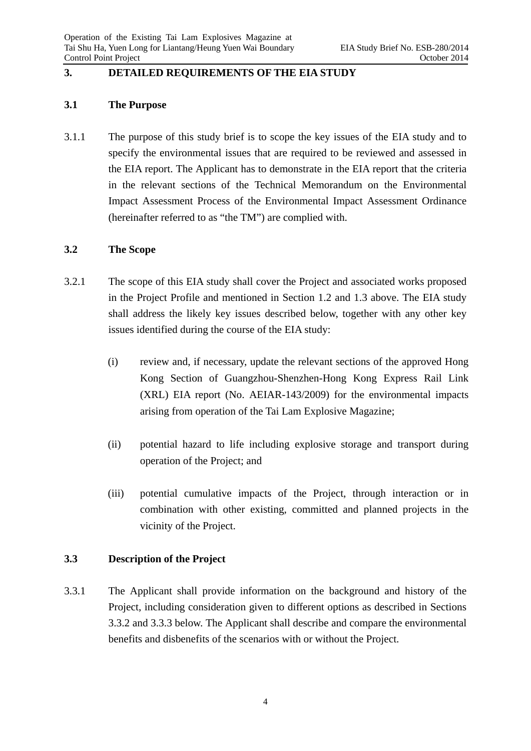## 3. DETAILED REQUIREMENTS OF THE EIA STUDY

### 3.1 The Purpose

3.1.1 The purpose of this study brief is to scope the key issues of the EIA study and to specify the environmental issues that are required to be reviewed and assessed in the EIA report. The Applicant has to demonstrate in the EIA report that the criteria in the relevant sections of the Technical Memorandum on the Environmental Impact Assessment Process of the Environmental Impact Assessment Ordinance (hereinafter referred to as "the TM") are complied with.

### 3.2 The Scope

3.2.1 The scope of this EIA study shall cover the Project and associated works proposed in the Project Profile and mentioned in Section 1.2 and 1.3 above. The EIA study shall address the likely key issues described below, together with any other key issues identified during the course of the EIA study:

(i) review and, if necessary, update the relevant sections of the approved Hong Kong Section of Guangzhou-Shenzhen-Hong Kong Express Rail Link (XRL) EIA report (No. AEIAR-143/2009) for the environmental impacts arising from operation of the Tai Lam Explosive Magazine;

(ii) potential hazard to life including explosive storage and transport during operation of the Project; and

(iii) potential cumulative impacts of the Project, through interaction or in combination with other existing, committed and planned projects in the vicinity of the Project.

### 3.3 Description of the Project

3.3.1 The Applicant shall provide information on the background and history of the Project, including consideration given to different options as described in Sections 3.3.2 and 3.3.3 below. The Applicant shall describe and compare the environmental benefits and disbenefits of the scenarios with or without the Project.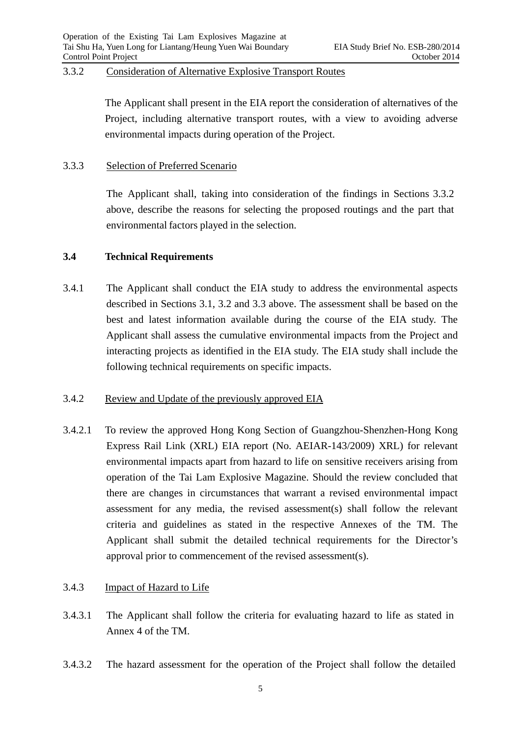3.3.2 Consideration of Alternative Explosive Transport Routes

The Applicant shall present in the EIA report the consideration of alternatives of the Project, including alternative transport routes, with a view to avoiding adverse environmental impacts during operation of the Project.

3.3.3 Selection of Preferred Scenario

The Applicant shall, taking into consideration of the findings in Sections 3.3.2 above, describe the reasons for selecting the proposed routings and the part that environmental factors played in the selection.

## 3.4 Technical Requirements

3.4.1 The Applicant shall conduct the EIA study to address the environmental aspects described in Sections 3.1, 3.2 and 3.3 above. The assessment shall be based on the best and latest information available during the course of the EIA study. The Applicant shall assess the cumulative environmental impacts from the Project and interacting projects as identified in the EIA study. The EIA study shall include the following technical requirements on specific impacts.

3.4.2 Review and Update of the previously approved EIA

3.4.2.1 To review the approved Hong Kong Section of Guangzhou-Shenzhen-Hong Kong Express Rail Link (XRL) EIA report (No. AEIAR-143/2009) XRL) for relevant environmental impacts apart from hazard to life on sensitive receivers arising from operation of the Tai Lam Explosive Magazine. Should the review concluded that there are changes in circumstances that warrant a revised environmental impact assessment for any media, the revised assessment(s) shall follow the relevant criteria and guidelines as stated in the respective Annexes of the TM. The Applicant shall submit the detailed technical requirements for the Director's approval prior to commencement of the revised assessment(s).

3.4.3 Impact of Hazard to Life

3.4.3.1 The Applicant shall follow the criteria for evaluating hazard to life as stated in Annex 4 of the TM.

3.4.3.2 The hazard assessment for the operation of the Project shall follow the detailed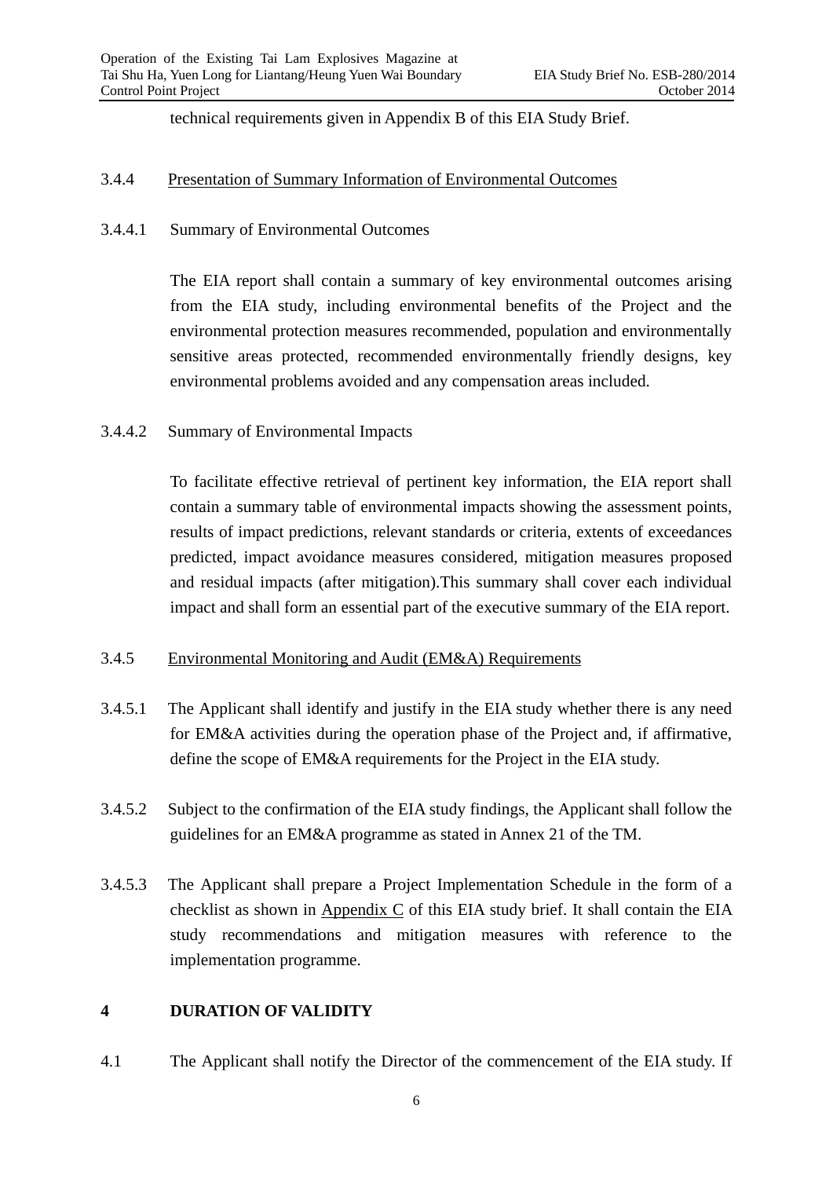technical requirements given in Appendix B of this EIA Study Brief.

3.4.4 Presentation of Summary Information of Environmental Outcomes

3.4.4.1 Summary of Environmental Outcomes

The EIA report shall contain a summary of key environmental outcomes arising from the EIA study, including environmental benefits of the Project and the environmental protection measures recommended, population and environmentally sensitive areas protected, recommended environmentally friendly designs, key environmental problems avoided and any compensation areas included.

3.4.4.2 Summary of Environmental Impacts

To facilitate effective retrieval of pertinent key information, the EIA report shall contain a summary table of environmental impacts showing the assessment points, results of impact predictions, relevant standards or criteria, extents of exceedances predicted, impact avoidance measures considered, mitigation measures proposed and residual impacts (after mitigation).This summary shall cover each individual impact and shall form an essential part of the executive summary of the EIA report.

3.4.5 Environmental Monitoring and Audit (EM&A) Requirements

3.4.5.1 The Applicant shall identify and justify in the EIA study whether there is any need for EM&A activities during the operation phase of the Project and, if affirmative, define the scope of EM&A requirements for the Project in the EIA study.

3.4.5.2 Subject to the confirmation of the EIA study findings, the Applicant shall follow the guidelines for an EM&A programme as stated in Annex 21 of the TM.

3.4.5.3 The Applicant shall prepare a Project Implementation Schedule in the form of a checklist as shown in Appendix C of this EIA study brief. It shall contain the EIA study recommendations and mitigation measures with reference to the implementation programme.

## 4 DURATION OF VALIDITY

4.1 The Applicant shall notify the Director of the commencement of the EIA study. If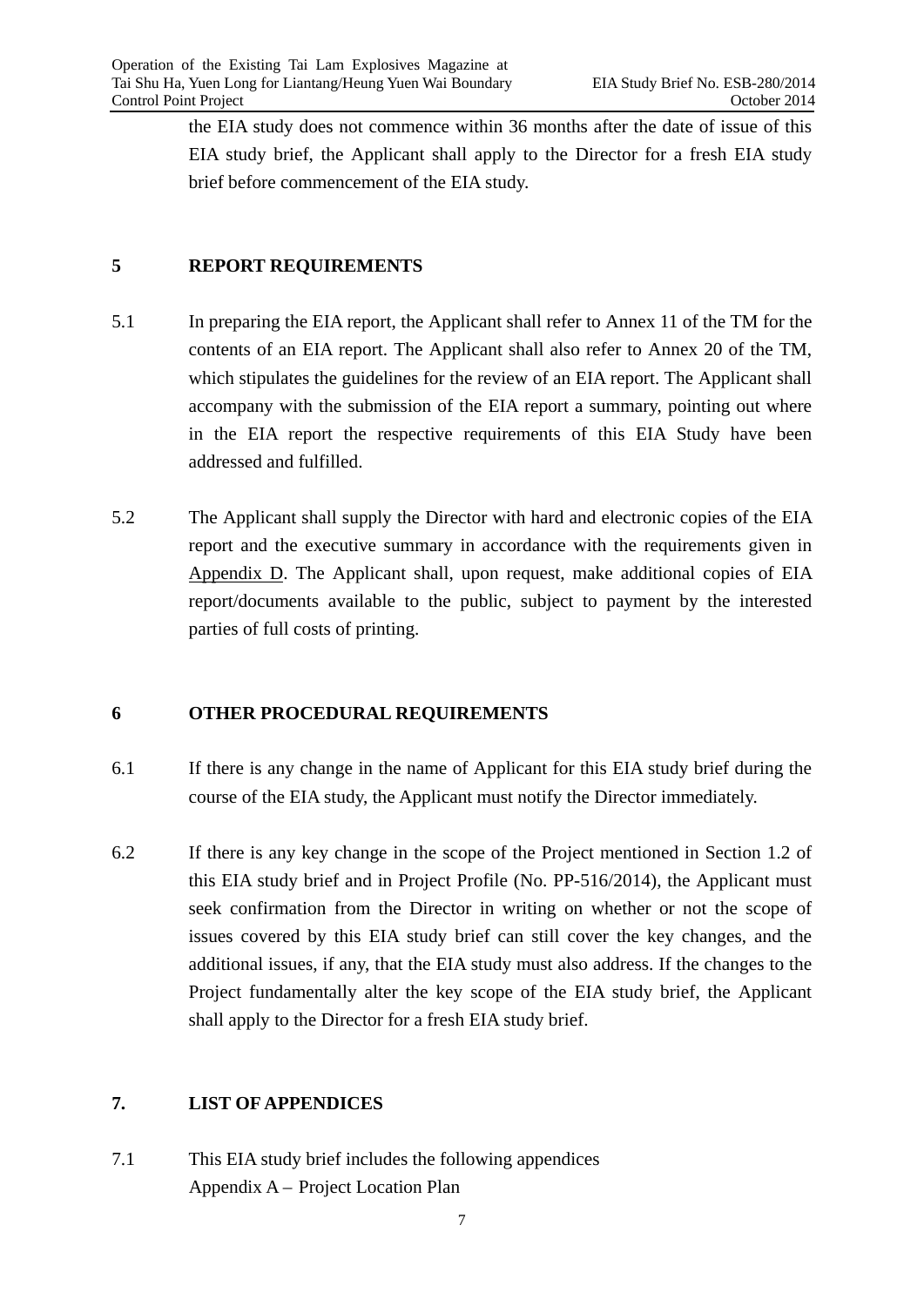the EIA study does not commence within 36 months after the date of issue of this EIA study brief, the Applicant shall apply to the Director for a fresh EIA study brief before commencement of the EIA study.

## 5 REPORT REQUIREMENTS

5.1 In preparing the EIA report, the Applicant shall refer to Annex 11 of the TM for the contents of an EIA report. The Applicant shall also refer to Annex 20 of the TM, which stipulates the guidelines for the review of an EIA report. The Applicant shall accompany with the submission of the EIA report a summary, pointing out where in the EIA report the respective requirements of this EIA Study have been addressed and fulfilled.

5.2 The Applicant shall supply the Director with hard and electronic copies of the EIA report and the executive summary in accordance with the requirements given in Appendix D. The Applicant shall, upon request, make additional copies of EIA report/documents available to the public, subject to payment by the interested parties of full costs of printing.

## 6 OTHER PROCEDURAL REQUIREMENTS

6.1 If there is any change in the name of Applicant for this EIA study brief during the course of the EIA study, the Applicant must notify the Director immediately.

6.2 If there is any key change in the scope of the Project mentioned in Section 1.2 of this EIA study brief and in Project Profile (No. PP-516/2014), the Applicant must seek confirmation from the Director in writing on whether or not the scope of issues covered by this EIA study brief can still cover the key changes, and the additional issues, if any, that the EIA study must also address. If the changes to the Project fundamentally alter the key scope of the EIA study brief, the Applicant shall apply to the Director for a fresh EIA study brief.

## 7. LIST OF APPENDICES

7.1 This EIA study brief includes the following appendices

Appendix A – Project Location Plan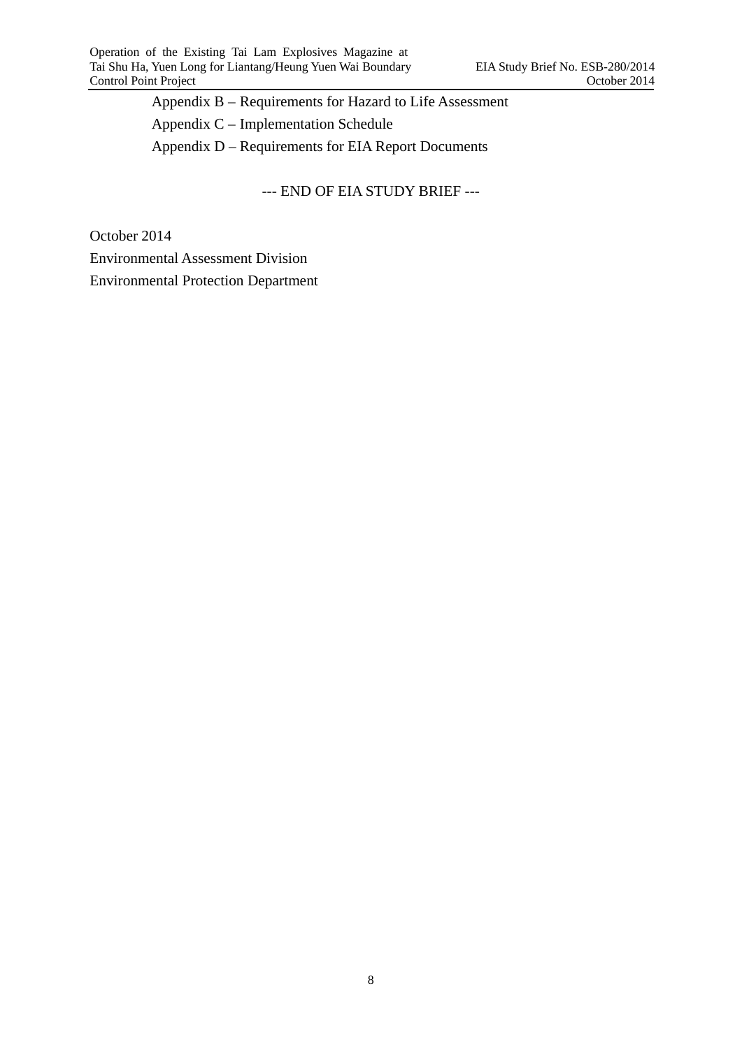Appendix B – Requirements for Hazard to Life Assessment

Appendix C – Implementation Schedule

Appendix D – Requirements for EIA Report Documents

--- END OF EIA STUDY BRIEF ---

October 2014

Environmental Assessment Division

Environmental Protection Department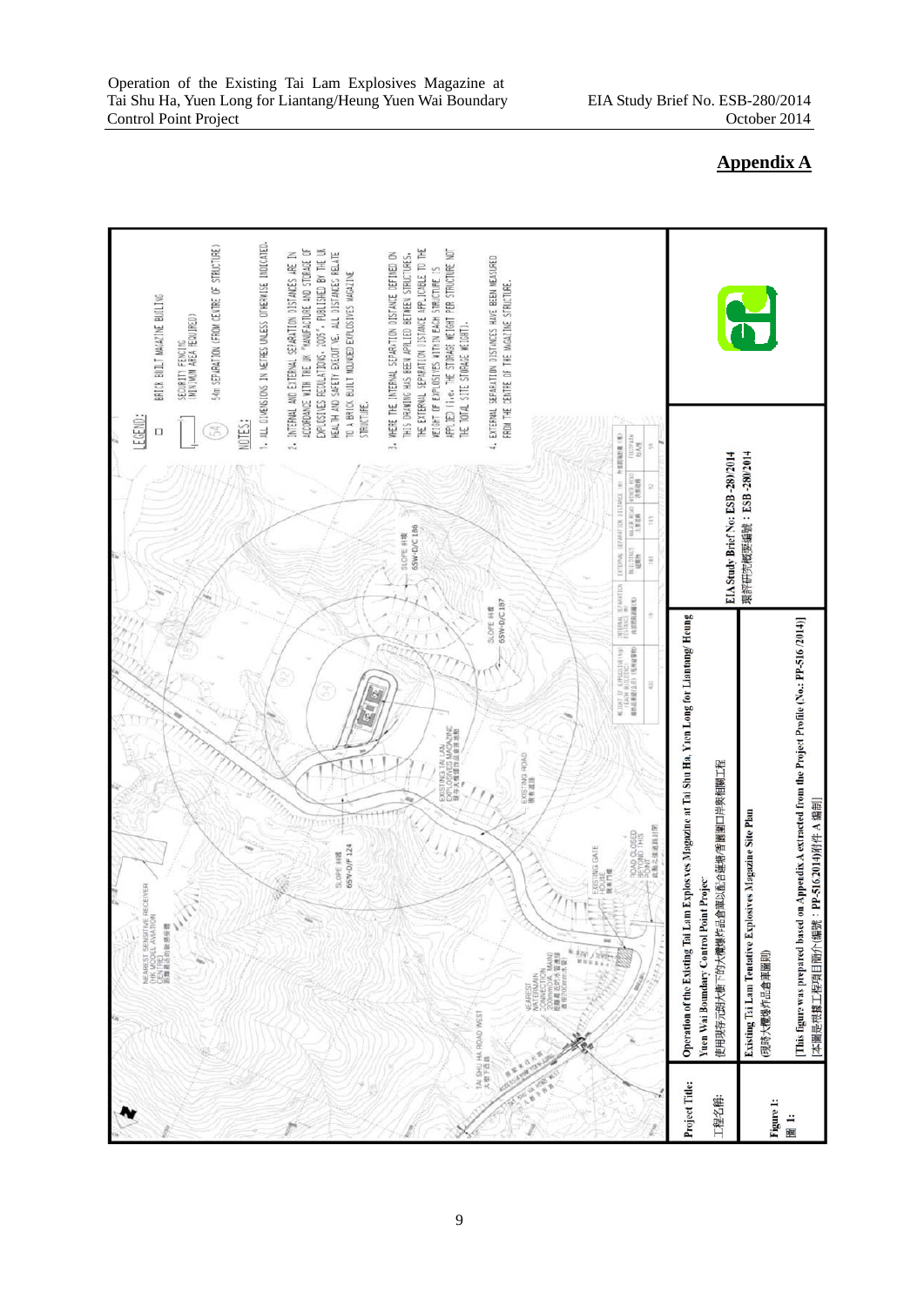## Appendix A

LEGEND:

- BRICK BUILT MAGAZINE BUILDING
- SECURITY FENCING (MINIMUM AREA REQUIRED)
- (54) 54m SEPARATION (FROM CENTRE OF STRUCTURE)

NOTES:

1. ALL DIMENSIONS IN METRES UNLESS OTHERWISE INDICATED.
2. INTERNAL AND EXTERNAL SEPARATION DISTANCES ARE IN ACCORDANCE WITH THE UK "MANUFACTURE AND STORAGE OF EXPLOSIVES REGULATIONS, 2005", PUBLISHED BY THE UK HEALTH AND SAFETY EXECUTIVE. ALL DISTANCES RELATE TO A BRICK BUILT MOUNDED EXPLOSIVES MAGAZINE STRUCTURE.
3. WHERE THE INTERNAL SEPARATION DISTANCE DEFINED ON THIS DRAWING HAS BEEN APPLIED BETWEEN STRUCTURES, THE EXTERNAL SEPARATION DISTANCE APPLICABLE TO THE WEIGHT OF EXPLOSIVES WITHIN EACH STRUCTURE IS APPLIED (i.e. THE STORAGE WEIGHT PER STRUCTURE NOT THE TOTAL SITE STORAGE WEIGHT).
4. EXTERNAL SEPARATION DISTANCES HAVE BEEN MEASURED FROM THE CENTRE OF THE MAGAZINE STRUCTURE.

| WEIGHT OF EXPLOSIVES (kg) (EACH BUILDING) 每座建築物炸藥重量(公斤) | INTERNAL SEPARATION DISTANCE (m) 內部間隔距離(米) | EXTERNAL SEPARATION DISTANCE (m) BUILDINGS 建築物 | MAJOR ROAD 主要道路 | MINOR ROAD 次要道路 | FOOTPATH 行人徑 |
|---|---|---|---|---|---|
| 600 | 18 | 183 | 111 | 92 | 54 |

Labels: NEAREST SENSITIVE RECEIVER (HK MODEL AVIATION CENTRE) 最鄰近的敏感受體; TAI SHU HA ROAD WEST 大樹下西路; NEAREST WATERMAIN CONNECTION (200mm DIA. MAIN) 最鄰近的水管連接 (直徑200毫米水管); EXISTING GATE HOUSE 現有門房; ROAD CLOSED BEYOND THIS POINT 此點之後道路封閉; SLOPE 斜坡 6SW-D/F 124; EXISTING TAI LAM EXPLOSIVES MAGAZINE 現有大欖爆炸品倉庫地點; EXISTING ROAD 現有道路; SLOPE 斜坡 6SW-D/C 186; SLOPE 斜坡 6SW-D/C 187

| | |
|---|---|
| Project Title: 工程名稱: | Operation of the Existing Tai Lam Explosives Magazine at Tai Shu Ha, Yuen Long for Liantang/ Heung Yuen Wai Boundary Control Point Project 使用現存元朗大樹下的大欖爆炸品倉庫以配合蓮塘/香園圍口岸與相關工程 |
| | EIA Study Brief No: ESB-280/2014 環評研究概要編號：ESB-280/2014 |
| Figure 1: 圖 1: | Existing Tai Lam Tentative Explosives Magazine Site Plan (現時大欖爆炸品倉庫圖則) |
| | [This figure was prepared based on Appendix A extracted from the Project Profile (No.: PP-516/2014)] [本圖是根據工程項目簡介(編號：PP-516/2014)附件 A 編制] |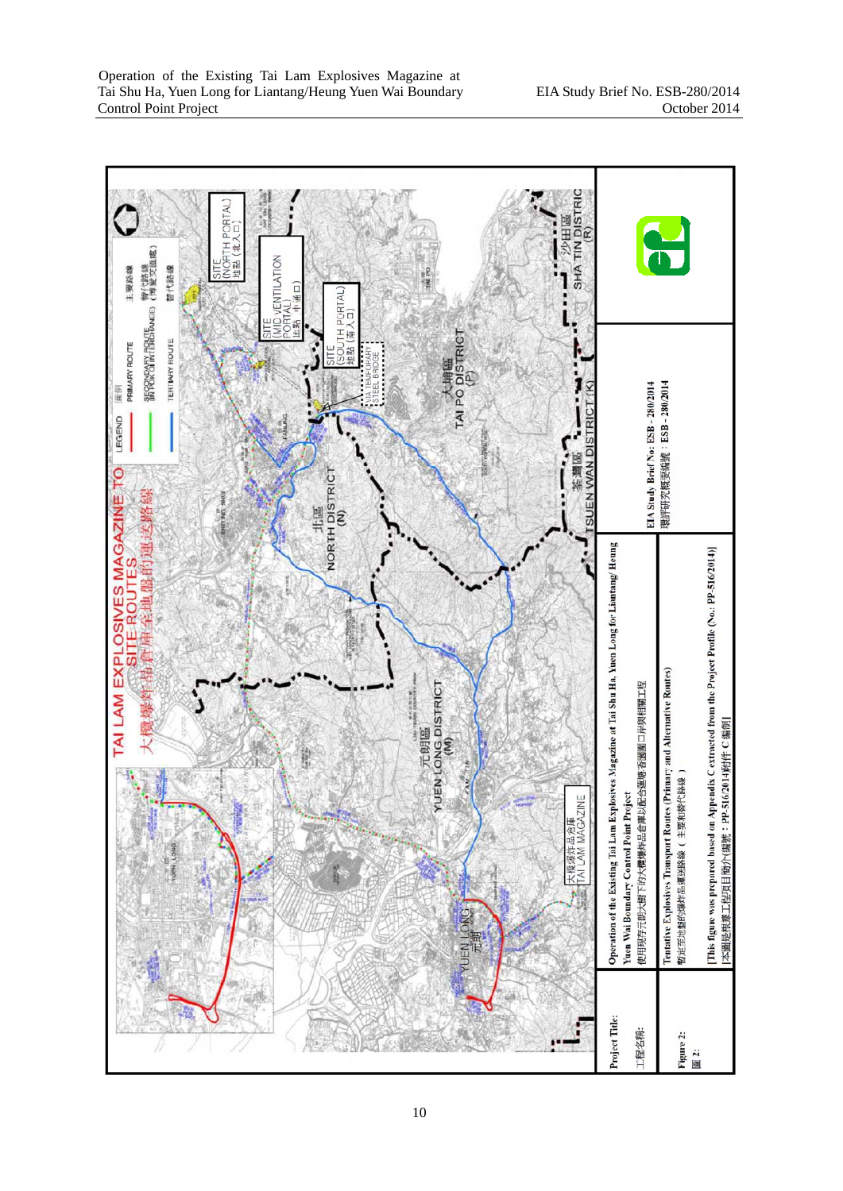TAI LAM EXPLOSIVES MAGAZINE TO SITE ROUTES

大欖爆炸品倉庫至地盤的運送路線

LEGEND 圖例

PRIMARY ROUTE 主要路線

SECONDARY ROUTE (IN FOK CHI INTERCHANGE) 替代路線

TERTIARY ROUTE 替代路線

SITE (NORTH PORTAL) 地點 (北入口)

SITE (MID VENTILATION PORTAL) 地點 (中通口)

SITE (SOUTH PORTAL) 地點 (南入口)

VIA TEMPORARY STEEL BRIDGE

北區 NORTH DISTRICT (N)

大埔區 TAI PO DISTRICT (P)

沙田區 SHA TIN DISTRICT (R)

荃灣區 TSUEN WAN DISTRICT (K)

元朗區 YUEN LONG DISTRICT (M)

大欖爆炸品倉庫 TAI LAM MAGAZINE

YUEN LONG 元朗

| | | |
|---|---|---|
| Project Title: 工程名稱: | Operation of the Existing Tai Lam Explosives Magazine at Tai Shu Ha, Yuen Long for Liantang/ Heung Yuen Wai Boundary Control Point Project 使用現存元朗大樹下的大欖爆炸品倉庫以配合蓮塘/香園圍口岸興建工程 | EIA Study Brief No: ESB - 280/2014 環評研究概要編號：ESB - 280/2014 |
| Figure 2: 圖 2: | Tentative Explosives Transport Routes (Primary and Alternative Routes) 暫定至地盤的爆炸品運送路線（主要和替代路線） [This figure was prepared based on Appendix C extracted from the Project Profile (No.: PP-516/2014)] [本圖是根據工程項目簡介(編號：PP-516/2014)附件C編制] | |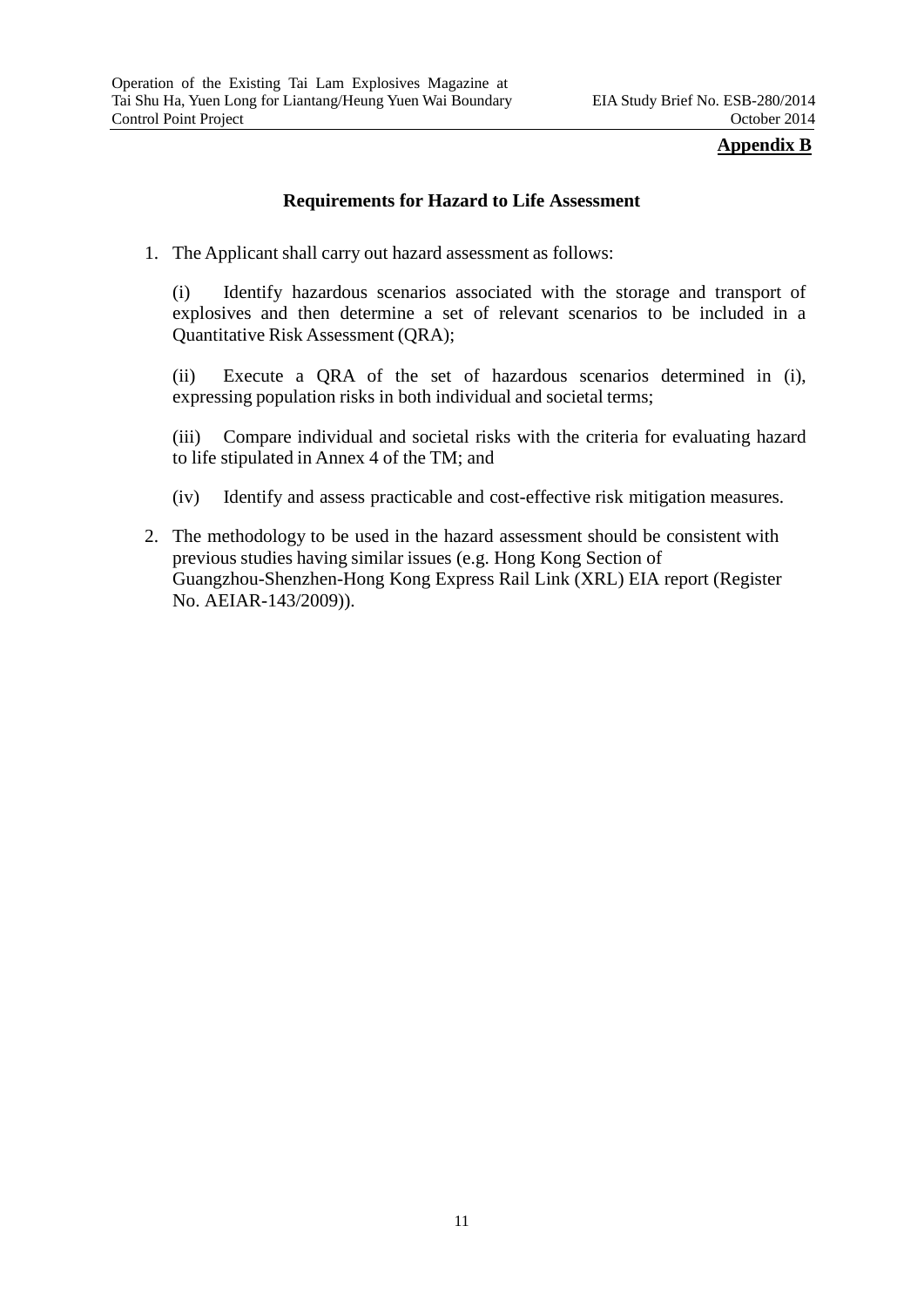**Appendix B**

## Requirements for Hazard to Life Assessment

1. The Applicant shall carry out hazard assessment as follows:

   (i) Identify hazardous scenarios associated with the storage and transport of explosives and then determine a set of relevant scenarios to be included in a Quantitative Risk Assessment (QRA);

   (ii) Execute a QRA of the set of hazardous scenarios determined in (i), expressing population risks in both individual and societal terms;

   (iii) Compare individual and societal risks with the criteria for evaluating hazard to life stipulated in Annex 4 of the TM; and

   (iv) Identify and assess practicable and cost-effective risk mitigation measures.

2. The methodology to be used in the hazard assessment should be consistent with previous studies having similar issues (e.g. Hong Kong Section of Guangzhou-Shenzhen-Hong Kong Express Rail Link (XRL) EIA report (Register No. AEIAR-143/2009)).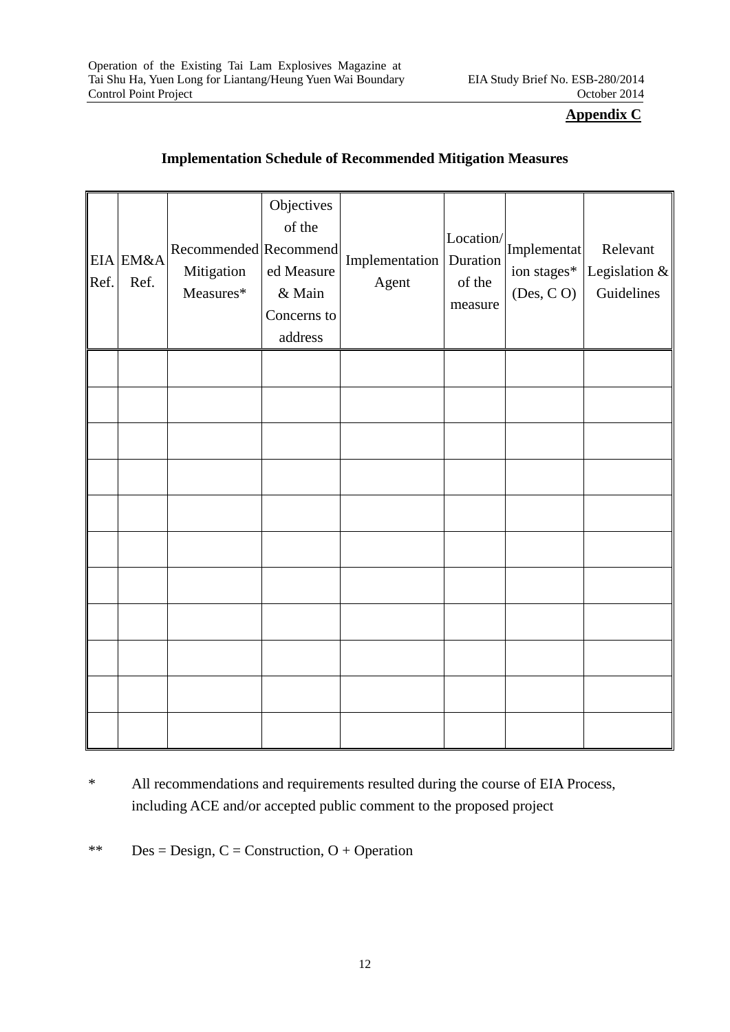**Appendix C**

**Implementation Schedule of Recommended Mitigation Measures**

| EIA Ref. | EM&A Ref. | Recommended Mitigation Measures* | Objectives of the Recommended Measure & Main Concerns to address | Implementation Agent | Location/ Duration of the measure | Implementation stages* (Des, C O) | Relevant Legislation & Guidelines |
|---|---|---|---|---|---|---|---|
| | | | | | | | |
| | | | | | | | |
| | | | | | | | |
| | | | | | | | |
| | | | | | | | |
| | | | | | | | |
| | | | | | | | |
| | | | | | | | |
| | | | | | | | |
| | | | | | | | |
| | | | | | | | |

\* All recommendations and requirements resulted during the course of EIA Process, including ACE and/or accepted public comment to the proposed project

\*\* Des = Design, C = Construction, O + Operation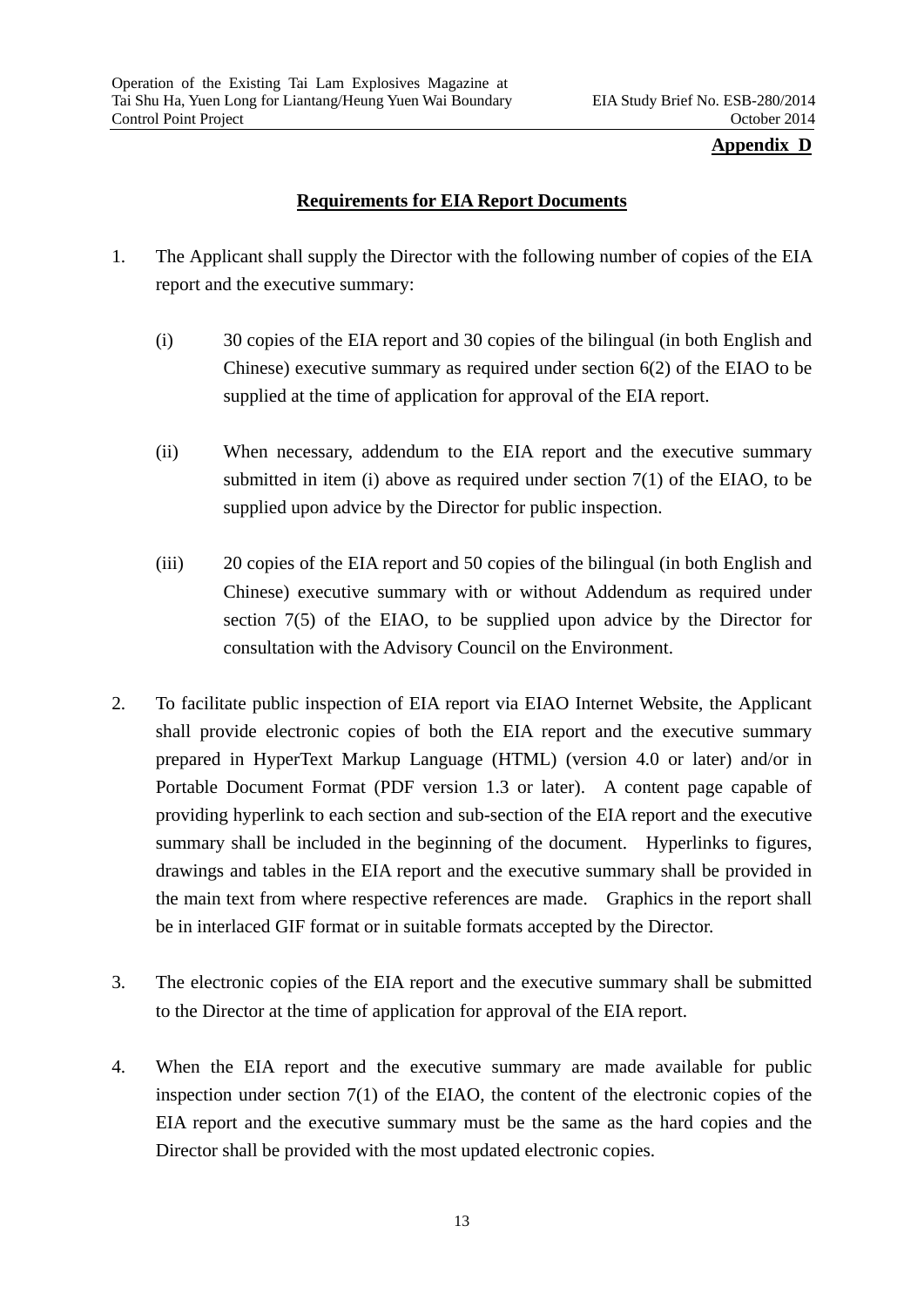**Appendix D**

## Requirements for EIA Report Documents

1. The Applicant shall supply the Director with the following number of copies of the EIA report and the executive summary:

   (i) 30 copies of the EIA report and 30 copies of the bilingual (in both English and Chinese) executive summary as required under section 6(2) of the EIAO to be supplied at the time of application for approval of the EIA report.

   (ii) When necessary, addendum to the EIA report and the executive summary submitted in item (i) above as required under section 7(1) of the EIAO, to be supplied upon advice by the Director for public inspection.

   (iii) 20 copies of the EIA report and 50 copies of the bilingual (in both English and Chinese) executive summary with or without Addendum as required under section 7(5) of the EIAO, to be supplied upon advice by the Director for consultation with the Advisory Council on the Environment.

2. To facilitate public inspection of EIA report via EIAO Internet Website, the Applicant shall provide electronic copies of both the EIA report and the executive summary prepared in HyperText Markup Language (HTML) (version 4.0 or later) and/or in Portable Document Format (PDF version 1.3 or later). A content page capable of providing hyperlink to each section and sub-section of the EIA report and the executive summary shall be included in the beginning of the document. Hyperlinks to figures, drawings and tables in the EIA report and the executive summary shall be provided in the main text from where respective references are made. Graphics in the report shall be in interlaced GIF format or in suitable formats accepted by the Director.

3. The electronic copies of the EIA report and the executive summary shall be submitted to the Director at the time of application for approval of the EIA report.

4. When the EIA report and the executive summary are made available for public inspection under section 7(1) of the EIAO, the content of the electronic copies of the EIA report and the executive summary must be the same as the hard copies and the Director shall be provided with the most updated electronic copies.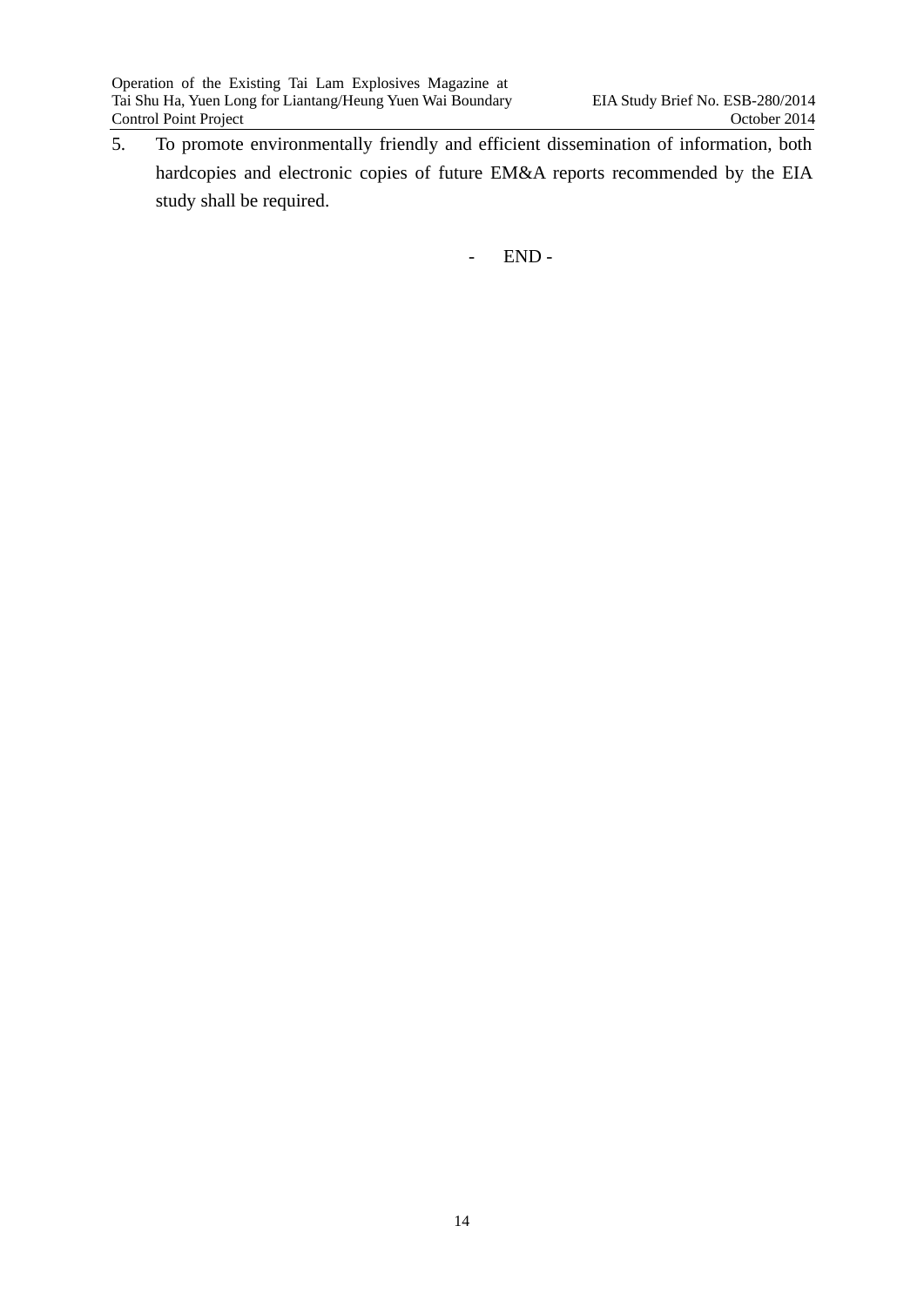5. To promote environmentally friendly and efficient dissemination of information, both hardcopies and electronic copies of future EM&A reports recommended by the EIA study shall be required.

- END -